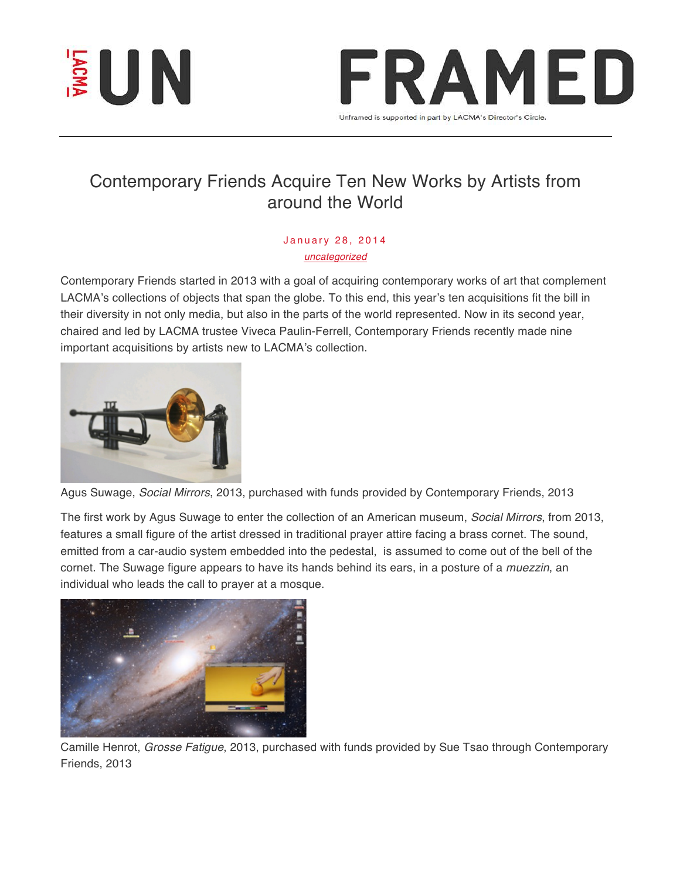# Contemporary Friends Acquire Ten New Works by Artists from around the World

January 28, 2014

*uncategorized*

Contemporary Friends started in 2013 with a goal of acquiring contemporary works of art that complement LACMA's collections of objects that span the globe. To this end, this year's ten acquisitions fit the bill in their diversity in not only media, but also in the parts of the world represented. Now in its second year, chaired and led by LACMA trustee Viveca Paulin-Ferrell, Contemporary Friends recently made nine important acquisitions by artists new to LACMA's collection.

Agus Suwage, *Social Mirrors*, 2013, purchased with funds provided by Contemporary Friends, 2013

The first work by Agus Suwage to enter the collection of an American museum, *Social Mirrors*, from 2013, features a small figure of the artist dressed in traditional prayer attire facing a brass cornet. The sound, emitted from a car-audio system embedded into the pedestal, is assumed to come out of the bell of the cornet. The Suwage figure appears to have its hands behind its ears, in a posture of a *muezzin*, an individual who leads the call to prayer at a mosque.

Camille Henrot, *Grosse Fatigue*, 2013, purchased with funds provided by Sue Tsao through Contemporary Friends, 2013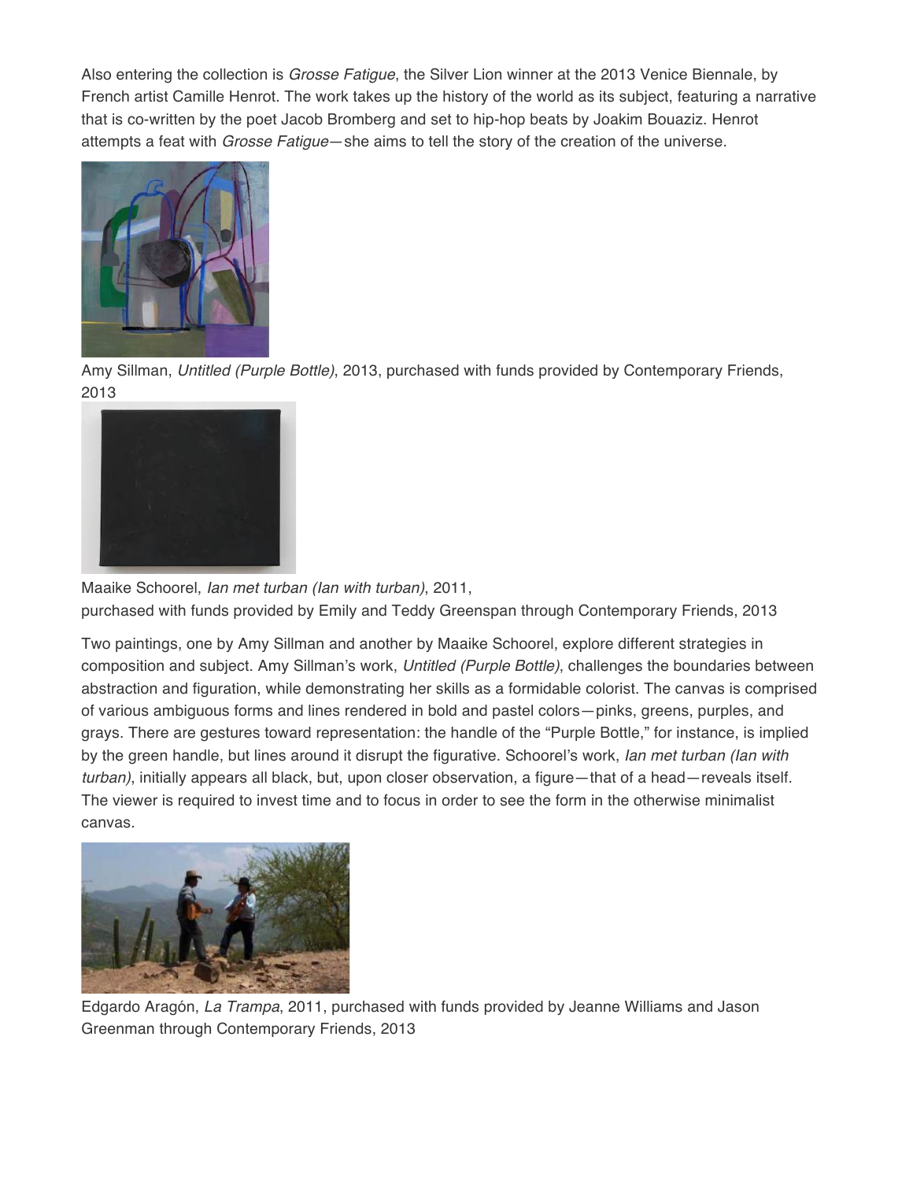Also entering the collection is *Grosse Fatigue*, the Silver Lion winner at the 2013 Venice Biennale, by French artist Camille Henrot. The work takes up the history of the world as its subject, featuring a narrative that is co-written by the poet Jacob Bromberg and set to hip-hop beats by Joakim Bouaziz. Henrot attempts a feat with *Grosse Fatigue*—she aims to tell the story of the creation of the universe.

Amy Sillman, *Untitled (Purple Bottle)*, 2013, purchased with funds provided by Contemporary Friends, 2013

Maaike Schoorel, *Ian met turban (Ian with turban)*, 2011,
purchased with funds provided by Emily and Teddy Greenspan through Contemporary Friends, 2013

Two paintings, one by Amy Sillman and another by Maaike Schoorel, explore different strategies in composition and subject. Amy Sillman's work, *Untitled (Purple Bottle)*, challenges the boundaries between abstraction and figuration, while demonstrating her skills as a formidable colorist. The canvas is comprised of various ambiguous forms and lines rendered in bold and pastel colors—pinks, greens, purples, and grays. There are gestures toward representation: the handle of the "Purple Bottle," for instance, is implied by the green handle, but lines around it disrupt the figurative. Schoorel's work, *Ian met turban (Ian with turban)*, initially appears all black, but, upon closer observation, a figure—that of a head—reveals itself. The viewer is required to invest time and to focus in order to see the form in the otherwise minimalist canvas.

Edgardo Aragón, *La Trampa*, 2011, purchased with funds provided by Jeanne Williams and Jason Greenman through Contemporary Friends, 2013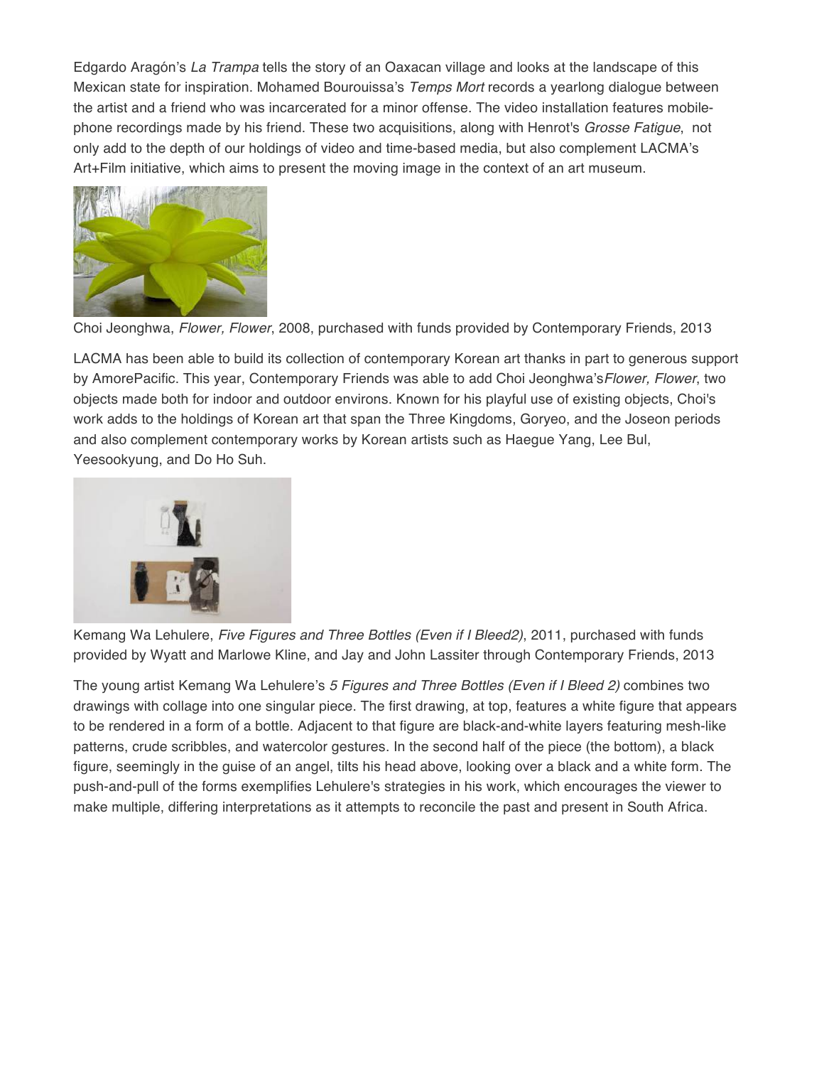Edgardo Aragón's *La Trampa* tells the story of an Oaxacan village and looks at the landscape of this Mexican state for inspiration. Mohamed Bourouissa's *Temps Mort* records a yearlong dialogue between the artist and a friend who was incarcerated for a minor offense. The video installation features mobile-phone recordings made by his friend. These two acquisitions, along with Henrot's *Grosse Fatigue*, not only add to the depth of our holdings of video and time-based media, but also complement LACMA's Art+Film initiative, which aims to present the moving image in the context of an art museum.

Choi Jeonghwa, *Flower, Flower*, 2008, purchased with funds provided by Contemporary Friends, 2013

LACMA has been able to build its collection of contemporary Korean art thanks in part to generous support by AmorePacific. This year, Contemporary Friends was able to add Choi Jeonghwa's*Flower, Flower*, two objects made both for indoor and outdoor environs. Known for his playful use of existing objects, Choi's work adds to the holdings of Korean art that span the Three Kingdoms, Goryeo, and the Joseon periods and also complement contemporary works by Korean artists such as Haegue Yang, Lee Bul, Yeesookyung, and Do Ho Suh.

Kemang Wa Lehulere, *Five Figures and Three Bottles (Even if I Bleed2)*, 2011, purchased with funds provided by Wyatt and Marlowe Kline, and Jay and John Lassiter through Contemporary Friends, 2013

The young artist Kemang Wa Lehulere's *5 Figures and Three Bottles (Even if I Bleed 2)* combines two drawings with collage into one singular piece. The first drawing, at top, features a white figure that appears to be rendered in a form of a bottle. Adjacent to that figure are black-and-white layers featuring mesh-like patterns, crude scribbles, and watercolor gestures. In the second half of the piece (the bottom), a black figure, seemingly in the guise of an angel, tilts his head above, looking over a black and a white form. The push-and-pull of the forms exemplifies Lehulere's strategies in his work, which encourages the viewer to make multiple, differing interpretations as it attempts to reconcile the past and present in South Africa.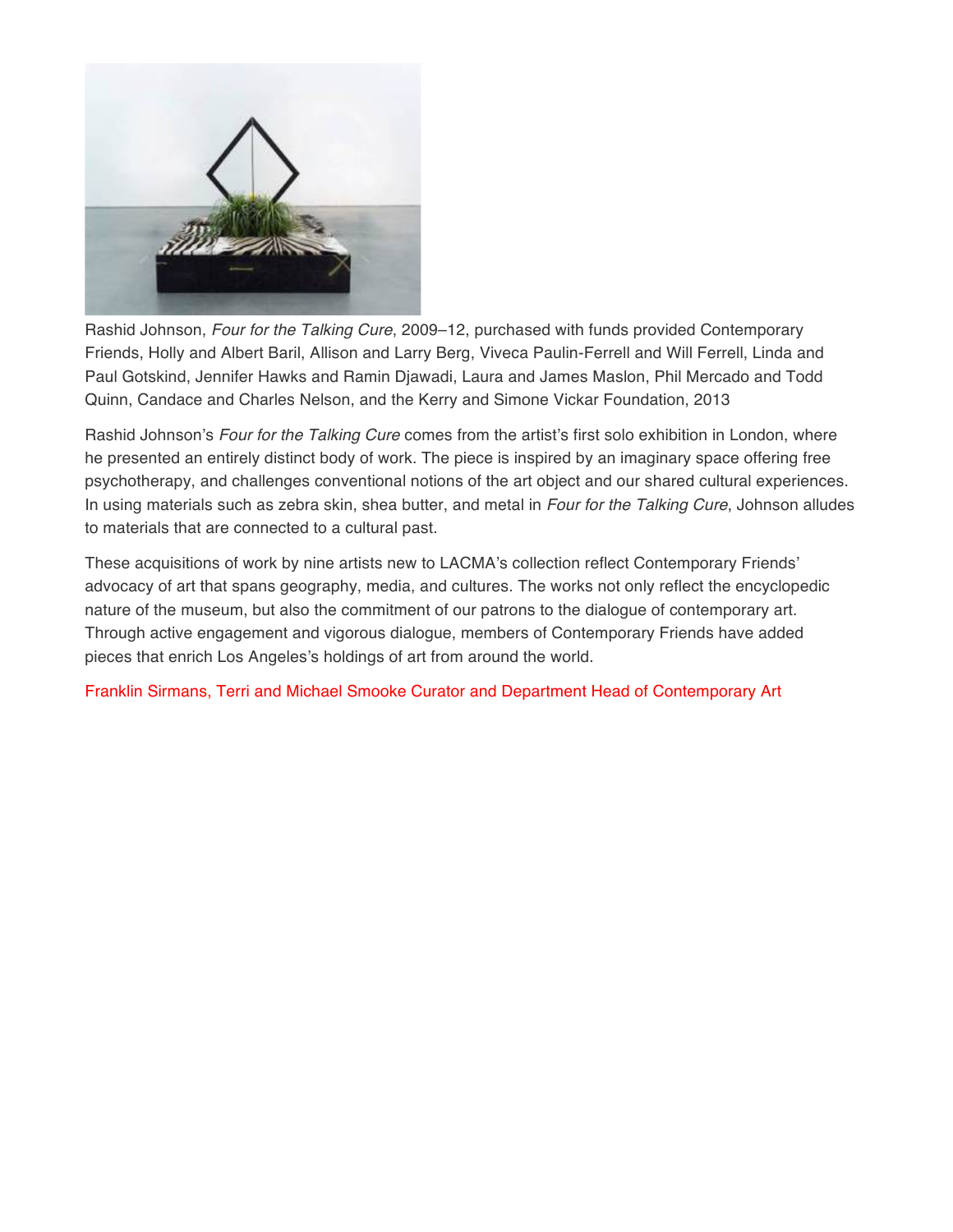Rashid Johnson, *Four for the Talking Cure*, 2009–12, purchased with funds provided Contemporary Friends, Holly and Albert Baril, Allison and Larry Berg, Viveca Paulin-Ferrell and Will Ferrell, Linda and Paul Gotskind, Jennifer Hawks and Ramin Djawadi, Laura and James Maslon, Phil Mercado and Todd Quinn, Candace and Charles Nelson, and the Kerry and Simone Vickar Foundation, 2013

Rashid Johnson's *Four for the Talking Cure* comes from the artist's first solo exhibition in London, where he presented an entirely distinct body of work. The piece is inspired by an imaginary space offering free psychotherapy, and challenges conventional notions of the art object and our shared cultural experiences. In using materials such as zebra skin, shea butter, and metal in *Four for the Talking Cure*, Johnson alludes to materials that are connected to a cultural past.

These acquisitions of work by nine artists new to LACMA's collection reflect Contemporary Friends' advocacy of art that spans geography, media, and cultures. The works not only reflect the encyclopedic nature of the museum, but also the commitment of our patrons to the dialogue of contemporary art. Through active engagement and vigorous dialogue, members of Contemporary Friends have added pieces that enrich Los Angeles's holdings of art from around the world.

Franklin Sirmans, Terri and Michael Smooke Curator and Department Head of Contemporary Art